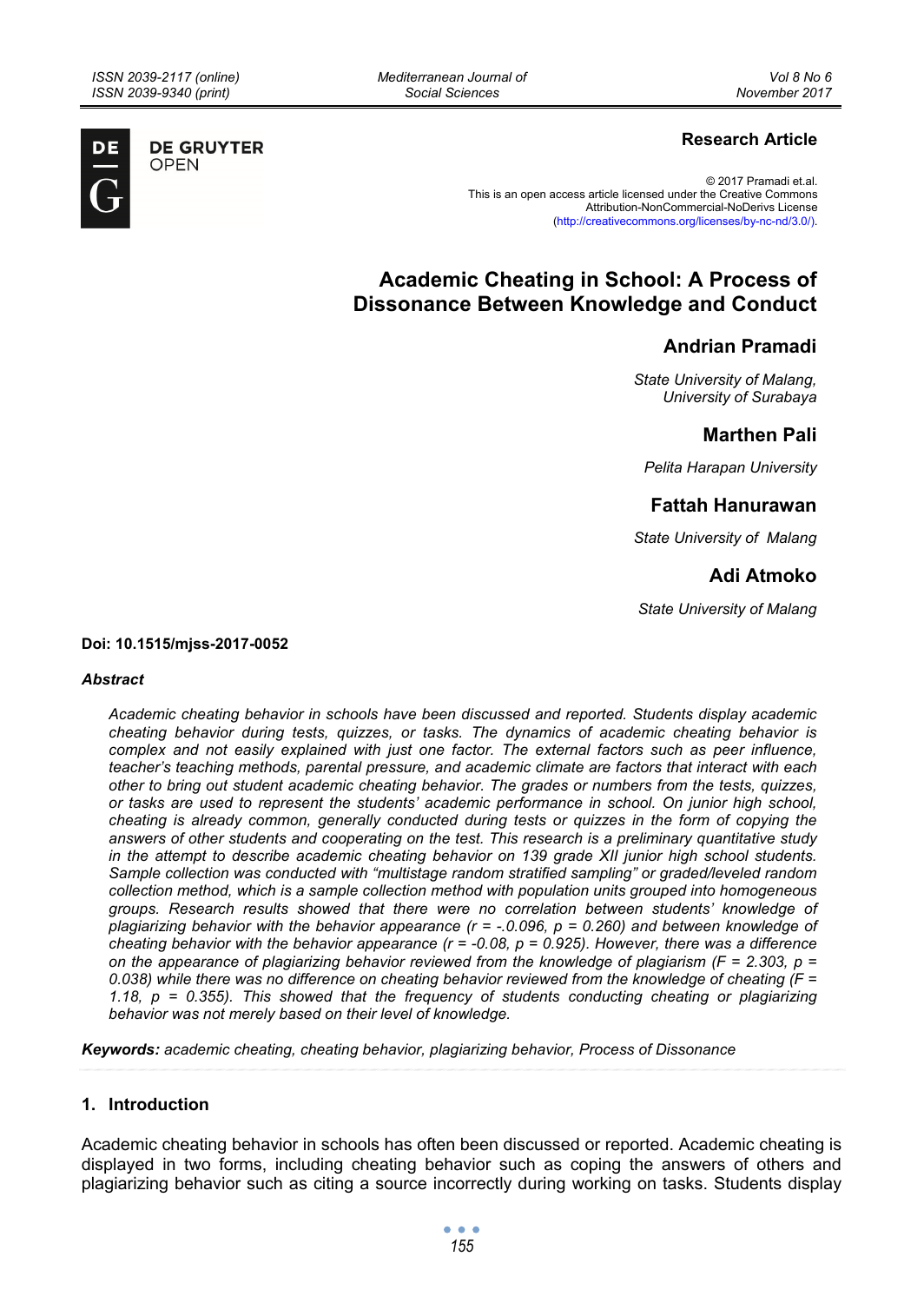**Research Article**

© 2017 Pramadi et.al.
This is an open access article licensed under the Creative Commons Attribution-NonCommercial-NoDerivs License (http://creativecommons.org/licenses/by-nc-nd/3.0/).

# Academic Cheating in School: A Process of Dissonance Between Knowledge and Conduct

**Andrian Pramadi**

*State University of Malang, University of Surabaya*

**Marthen Pali**

*Pelita Harapan University*

**Fattah Hanurawan**

*State University of Malang*

**Adi Atmoko**

*State University of Malang*

**Doi: 10.1515/mjss-2017-0052**

***Abstract***

*Academic cheating behavior in schools have been discussed and reported. Students display academic cheating behavior during tests, quizzes, or tasks. The dynamics of academic cheating behavior is complex and not easily explained with just one factor. The external factors such as peer influence, teacher's teaching methods, parental pressure, and academic climate are factors that interact with each other to bring out student academic cheating behavior. The grades or numbers from the tests, quizzes, or tasks are used to represent the students' academic performance in school. On junior high school, cheating is already common, generally conducted during tests or quizzes in the form of copying the answers of other students and cooperating on the test. This research is a preliminary quantitative study in the attempt to describe academic cheating behavior on 139 grade XII junior high school students. Sample collection was conducted with "multistage random stratified sampling" or graded/leveled random collection method, which is a sample collection method with population units grouped into homogeneous groups. Research results showed that there were no correlation between students' knowledge of plagiarizing behavior with the behavior appearance ($r = -.0.096$, $p = 0.260$) and between knowledge of cheating behavior with the behavior appearance ($r = -0.08$, $p = 0.925$). However, there was a difference on the appearance of plagiarizing behavior reviewed from the knowledge of plagiarism ($F = 2.303$, $p = 0.038$) while there was no difference on cheating behavior reviewed from the knowledge of cheating ($F = 1.18$, $p = 0.355$). This showed that the frequency of students conducting cheating or plagiarizing behavior was not merely based on their level of knowledge.*

***Keywords:*** *academic cheating, cheating behavior, plagiarizing behavior, Process of Dissonance*

## 1. Introduction

Academic cheating behavior in schools has often been discussed or reported. Academic cheating is displayed in two forms, including cheating behavior such as coping the answers of others and plagiarizing behavior such as citing a source incorrectly during working on tasks. Students display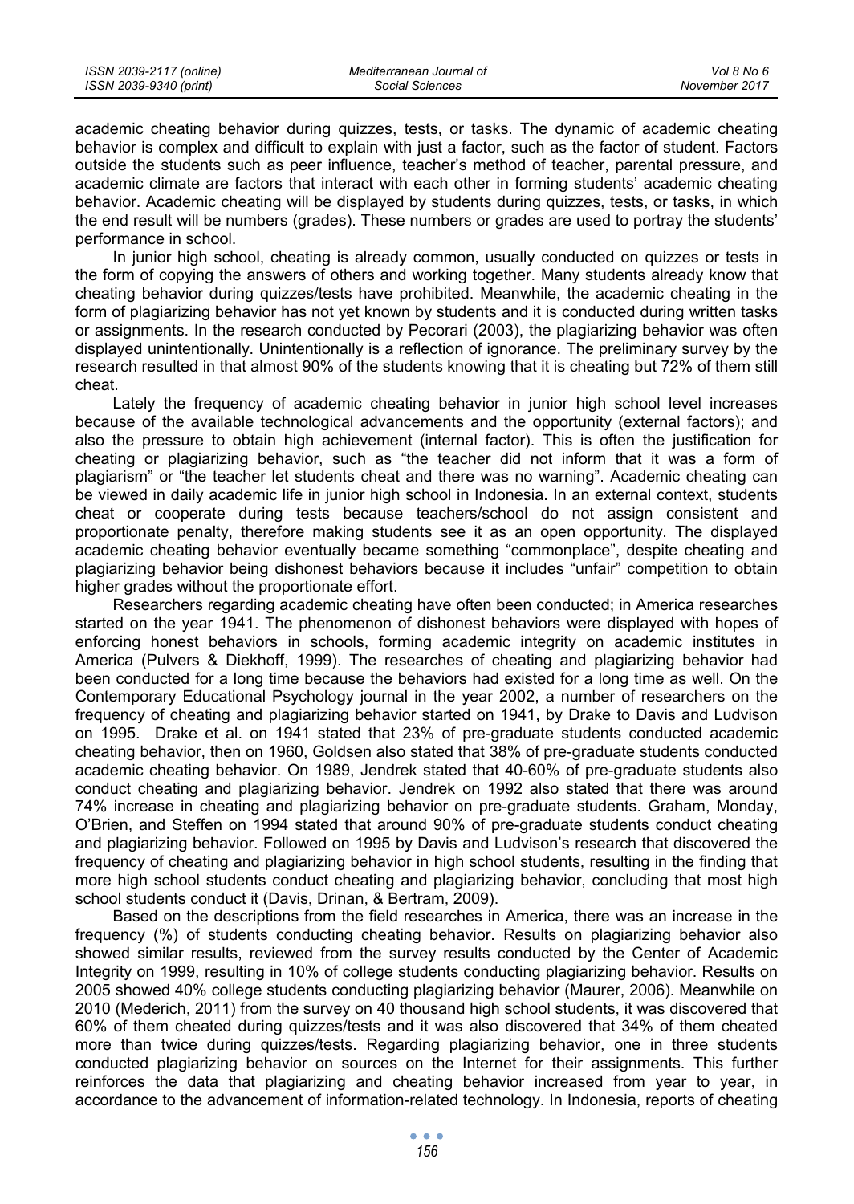academic cheating behavior during quizzes, tests, or tasks. The dynamic of academic cheating behavior is complex and difficult to explain with just a factor, such as the factor of student. Factors outside the students such as peer influence, teacher's method of teacher, parental pressure, and academic climate are factors that interact with each other in forming students' academic cheating behavior. Academic cheating will be displayed by students during quizzes, tests, or tasks, in which the end result will be numbers (grades). These numbers or grades are used to portray the students' performance in school.

In junior high school, cheating is already common, usually conducted on quizzes or tests in the form of copying the answers of others and working together. Many students already know that cheating behavior during quizzes/tests have prohibited. Meanwhile, the academic cheating in the form of plagiarizing behavior has not yet known by students and it is conducted during written tasks or assignments. In the research conducted by Pecorari (2003), the plagiarizing behavior was often displayed unintentionally. Unintentionally is a reflection of ignorance. The preliminary survey by the research resulted in that almost 90% of the students knowing that it is cheating but 72% of them still cheat.

Lately the frequency of academic cheating behavior in junior high school level increases because of the available technological advancements and the opportunity (external factors); and also the pressure to obtain high achievement (internal factor). This is often the justification for cheating or plagiarizing behavior, such as "the teacher did not inform that it was a form of plagiarism" or "the teacher let students cheat and there was no warning". Academic cheating can be viewed in daily academic life in junior high school in Indonesia. In an external context, students cheat or cooperate during tests because teachers/school do not assign consistent and proportionate penalty, therefore making students see it as an open opportunity. The displayed academic cheating behavior eventually became something "commonplace", despite cheating and plagiarizing behavior being dishonest behaviors because it includes "unfair" competition to obtain higher grades without the proportionate effort.

Researchers regarding academic cheating have often been conducted; in America researches started on the year 1941. The phenomenon of dishonest behaviors were displayed with hopes of enforcing honest behaviors in schools, forming academic integrity on academic institutes in America (Pulvers & Diekhoff, 1999). The researches of cheating and plagiarizing behavior had been conducted for a long time because the behaviors had existed for a long time as well. On the Contemporary Educational Psychology journal in the year 2002, a number of researchers on the frequency of cheating and plagiarizing behavior started on 1941, by Drake to Davis and Ludvison on 1995. Drake et al. on 1941 stated that 23% of pre-graduate students conducted academic cheating behavior, then on 1960, Goldsen also stated that 38% of pre-graduate students conducted academic cheating behavior. On 1989, Jendrek stated that 40-60% of pre-graduate students also conduct cheating and plagiarizing behavior. Jendrek on 1992 also stated that there was around 74% increase in cheating and plagiarizing behavior on pre-graduate students. Graham, Monday, O'Brien, and Steffen on 1994 stated that around 90% of pre-graduate students conduct cheating and plagiarizing behavior. Followed on 1995 by Davis and Ludvison's research that discovered the frequency of cheating and plagiarizing behavior in high school students, resulting in the finding that more high school students conduct cheating and plagiarizing behavior, concluding that most high school students conduct it (Davis, Drinan, & Bertram, 2009).

Based on the descriptions from the field researches in America, there was an increase in the frequency (%) of students conducting cheating behavior. Results on plagiarizing behavior also showed similar results, reviewed from the survey results conducted by the Center of Academic Integrity on 1999, resulting in 10% of college students conducting plagiarizing behavior. Results on 2005 showed 40% college students conducting plagiarizing behavior (Maurer, 2006). Meanwhile on 2010 (Mederich, 2011) from the survey on 40 thousand high school students, it was discovered that 60% of them cheated during quizzes/tests and it was also discovered that 34% of them cheated more than twice during quizzes/tests. Regarding plagiarizing behavior, one in three students conducted plagiarizing behavior on sources on the Internet for their assignments. This further reinforces the data that plagiarizing and cheating behavior increased from year to year, in accordance to the advancement of information-related technology. In Indonesia, reports of cheating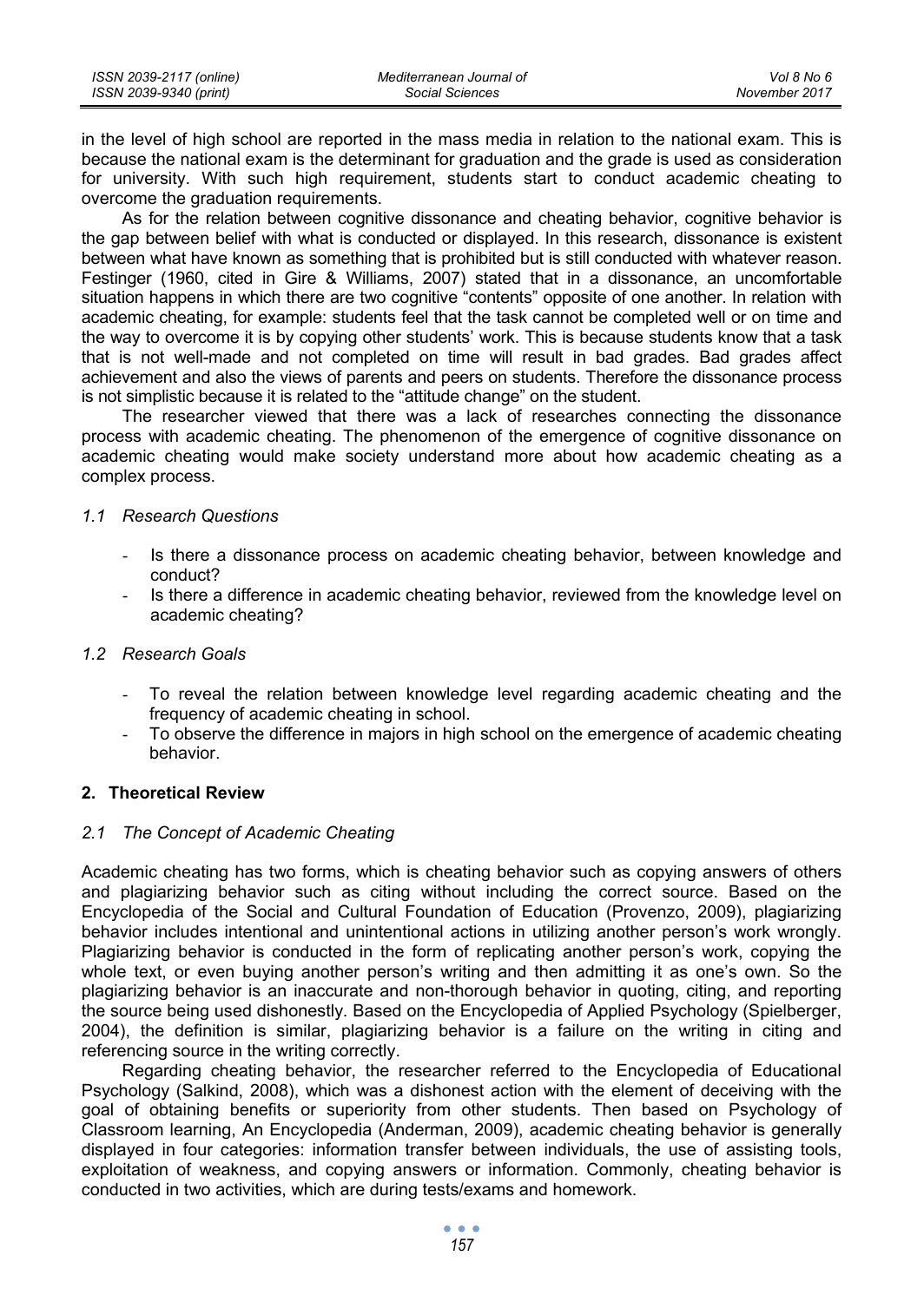in the level of high school are reported in the mass media in relation to the national exam. This is because the national exam is the determinant for graduation and the grade is used as consideration for university. With such high requirement, students start to conduct academic cheating to overcome the graduation requirements.

As for the relation between cognitive dissonance and cheating behavior, cognitive behavior is the gap between belief with what is conducted or displayed. In this research, dissonance is existent between what have known as something that is prohibited but is still conducted with whatever reason. Festinger (1960, cited in Gire & Williams, 2007) stated that in a dissonance, an uncomfortable situation happens in which there are two cognitive "contents" opposite of one another. In relation with academic cheating, for example: students feel that the task cannot be completed well or on time and the way to overcome it is by copying other students' work. This is because students know that a task that is not well-made and not completed on time will result in bad grades. Bad grades affect achievement and also the views of parents and peers on students. Therefore the dissonance process is not simplistic because it is related to the "attitude change" on the student.

The researcher viewed that there was a lack of researches connecting the dissonance process with academic cheating. The phenomenon of the emergence of cognitive dissonance on academic cheating would make society understand more about how academic cheating as a complex process.

### *1.1 Research Questions*

- Is there a dissonance process on academic cheating behavior, between knowledge and conduct?
- Is there a difference in academic cheating behavior, reviewed from the knowledge level on academic cheating?

### *1.2 Research Goals*

- To reveal the relation between knowledge level regarding academic cheating and the frequency of academic cheating in school.
- To observe the difference in majors in high school on the emergence of academic cheating behavior.

## 2. Theoretical Review

### *2.1 The Concept of Academic Cheating*

Academic cheating has two forms, which is cheating behavior such as copying answers of others and plagiarizing behavior such as citing without including the correct source. Based on the Encyclopedia of the Social and Cultural Foundation of Education (Provenzo, 2009), plagiarizing behavior includes intentional and unintentional actions in utilizing another person's work wrongly. Plagiarizing behavior is conducted in the form of replicating another person's work, copying the whole text, or even buying another person's writing and then admitting it as one's own. So the plagiarizing behavior is an inaccurate and non-thorough behavior in quoting, citing, and reporting the source being used dishonestly. Based on the Encyclopedia of Applied Psychology (Spielberger, 2004), the definition is similar, plagiarizing behavior is a failure on the writing in citing and referencing source in the writing correctly.

Regarding cheating behavior, the researcher referred to the Encyclopedia of Educational Psychology (Salkind, 2008), which was a dishonest action with the element of deceiving with the goal of obtaining benefits or superiority from other students. Then based on Psychology of Classroom learning, An Encyclopedia (Anderman, 2009), academic cheating behavior is generally displayed in four categories: information transfer between individuals, the use of assisting tools, exploitation of weakness, and copying answers or information. Commonly, cheating behavior is conducted in two activities, which are during tests/exams and homework.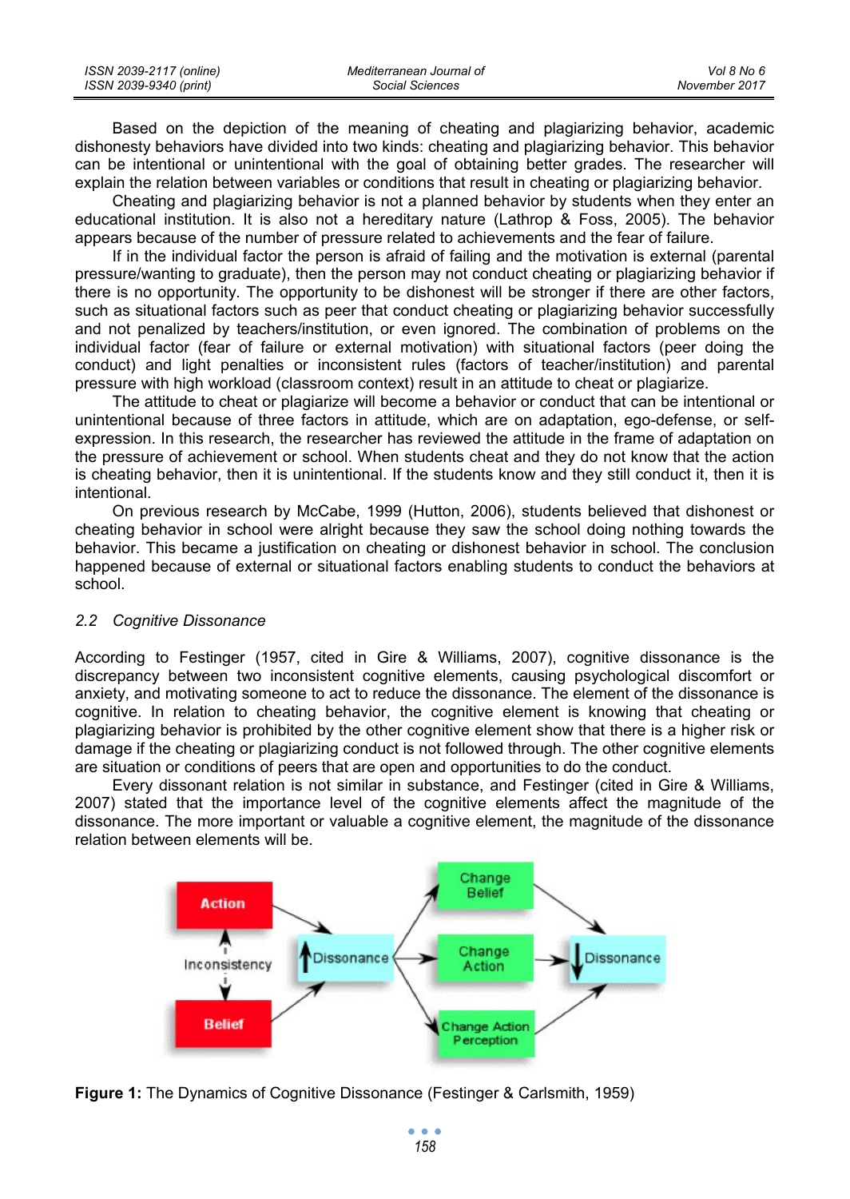Based on the depiction of the meaning of cheating and plagiarizing behavior, academic dishonesty behaviors have divided into two kinds: cheating and plagiarizing behavior. This behavior can be intentional or unintentional with the goal of obtaining better grades. The researcher will explain the relation between variables or conditions that result in cheating or plagiarizing behavior.

Cheating and plagiarizing behavior is not a planned behavior by students when they enter an educational institution. It is also not a hereditary nature (Lathrop & Foss, 2005). The behavior appears because of the number of pressure related to achievements and the fear of failure.

If in the individual factor the person is afraid of failing and the motivation is external (parental pressure/wanting to graduate), then the person may not conduct cheating or plagiarizing behavior if there is no opportunity. The opportunity to be dishonest will be stronger if there are other factors, such as situational factors such as peer that conduct cheating or plagiarizing behavior successfully and not penalized by teachers/institution, or even ignored. The combination of problems on the individual factor (fear of failure or external motivation) with situational factors (peer doing the conduct) and light penalties or inconsistent rules (factors of teacher/institution) and parental pressure with high workload (classroom context) result in an attitude to cheat or plagiarize.

The attitude to cheat or plagiarize will become a behavior or conduct that can be intentional or unintentional because of three factors in attitude, which are on adaptation, ego-defense, or self-expression. In this research, the researcher has reviewed the attitude in the frame of adaptation on the pressure of achievement or school. When students cheat and they do not know that the action is cheating behavior, then it is unintentional. If the students know and they still conduct it, then it is intentional.

On previous research by McCabe, 1999 (Hutton, 2006), students believed that dishonest or cheating behavior in school were alright because they saw the school doing nothing towards the behavior. This became a justification on cheating or dishonest behavior in school. The conclusion happened because of external or situational factors enabling students to conduct the behaviors at school.

### *2.2 Cognitive Dissonance*

According to Festinger (1957, cited in Gire & Williams, 2007), cognitive dissonance is the discrepancy between two inconsistent cognitive elements, causing psychological discomfort or anxiety, and motivating someone to act to reduce the dissonance. The element of the dissonance is cognitive. In relation to cheating behavior, the cognitive element is knowing that cheating or plagiarizing behavior is prohibited by the other cognitive element show that there is a higher risk or damage if the cheating or plagiarizing conduct is not followed through. The other cognitive elements are situation or conditions of peers that are open and opportunities to do the conduct.

Every dissonant relation is not similar in substance, and Festinger (cited in Gire & Williams, 2007) stated that the importance level of the cognitive elements affect the magnitude of the dissonance. The more important or valuable a cognitive element, the magnitude of the dissonance relation between elements will be.

**Figure 1:** The Dynamics of Cognitive Dissonance (Festinger & Carlsmith, 1959)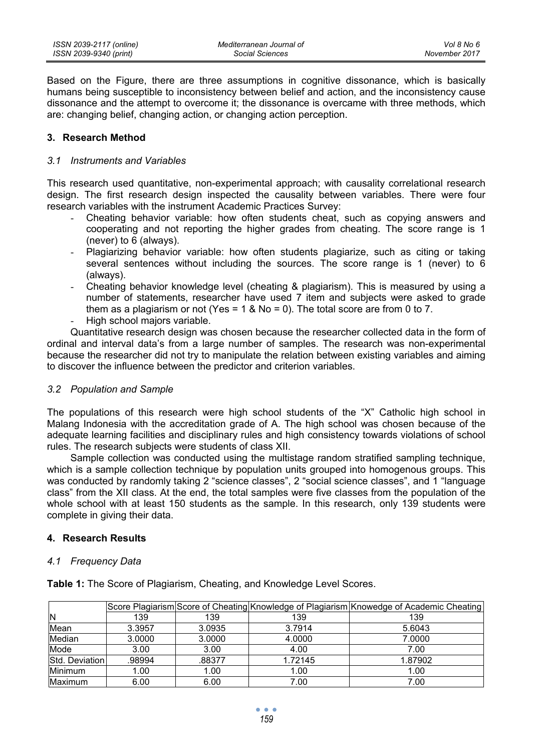Based on the Figure, there are three assumptions in cognitive dissonance, which is basically humans being susceptible to inconsistency between belief and action, and the inconsistency cause dissonance and the attempt to overcome it; the dissonance is overcame with three methods, which are: changing belief, changing action, or changing action perception.

## 3. Research Method

### *3.1 Instruments and Variables*

This research used quantitative, non-experimental approach; with causality correlational research design. The first research design inspected the causality between variables. There were four research variables with the instrument Academic Practices Survey:

- Cheating behavior variable: how often students cheat, such as copying answers and cooperating and not reporting the higher grades from cheating. The score range is 1 (never) to 6 (always).
- Plagiarizing behavior variable: how often students plagiarize, such as citing or taking several sentences without including the sources. The score range is 1 (never) to 6 (always).
- Cheating behavior knowledge level (cheating & plagiarism). This is measured by using a number of statements, researcher have used 7 item and subjects were asked to grade them as a plagiarism or not (Yes = 1 & No = 0). The total score are from 0 to 7.
- High school majors variable.

Quantitative research design was chosen because the researcher collected data in the form of ordinal and interval data's from a large number of samples. The research was non-experimental because the researcher did not try to manipulate the relation between existing variables and aiming to discover the influence between the predictor and criterion variables.

### *3.2 Population and Sample*

The populations of this research were high school students of the "X" Catholic high school in Malang Indonesia with the accreditation grade of A. The high school was chosen because of the adequate learning facilities and disciplinary rules and high consistency towards violations of school rules. The research subjects were students of class XII.

Sample collection was conducted using the multistage random stratified sampling technique, which is a sample collection technique by population units grouped into homogenous groups. This was conducted by randomly taking 2 "science classes", 2 "social science classes", and 1 "language class" from the XII class. At the end, the total samples were five classes from the population of the whole school with at least 150 students as the sample. In this research, only 139 students were complete in giving their data.

## 4. Research Results

### *4.1 Frequency Data*

**Table 1:** The Score of Plagiarism, Cheating, and Knowledge Level Scores.

| | Score Plagiarism | Score of Cheating | Knowledge of Plagiarism | Knowedge of Academic Cheating |
|---|---|---|---|---|
| N | 139 | 139 | 139 | 139 |
| Mean | 3.3957 | 3.0935 | 3.7914 | 5.6043 |
| Median | 3.0000 | 3.0000 | 4.0000 | 7.0000 |
| Mode | 3.00 | 3.00 | 4.00 | 7.00 |
| Std. Deviation | .98994 | .88377 | 1.72145 | 1.87902 |
| Minimum | 1.00 | 1.00 | 1.00 | 1.00 |
| Maximum | 6.00 | 6.00 | 7.00 | 7.00 |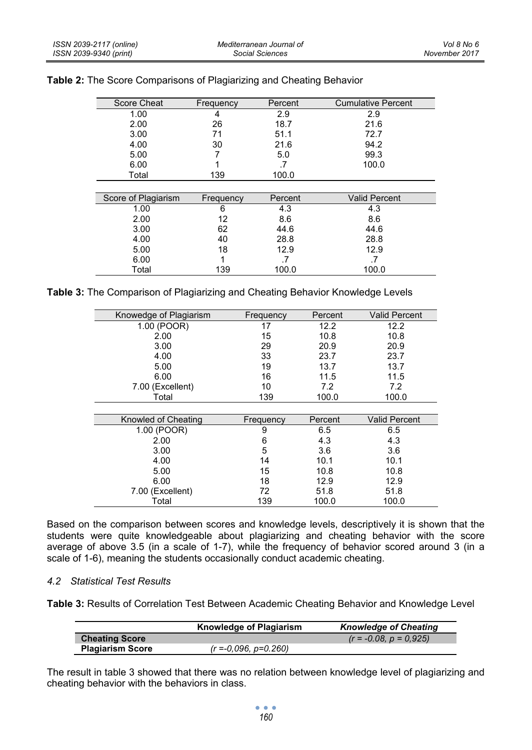**Table 2:** The Score Comparisons of Plagiarizing and Cheating Behavior

| Score Cheat | Frequency | Percent | Cumulative Percent |
|---|---|---|---|
| 1.00 | 4 | 2.9 | 2.9 |
| 2.00 | 26 | 18.7 | 21.6 |
| 3.00 | 71 | 51.1 | 72.7 |
| 4.00 | 30 | 21.6 | 94.2 |
| 5.00 | 7 | 5.0 | 99.3 |
| 6.00 | 1 | .7 | 100.0 |
| Total | 139 | 100.0 | |

| Score of Plagiarism | Frequency | Percent | Valid Percent |
|---|---|---|---|
| 1.00 | 6 | 4.3 | 4.3 |
| 2.00 | 12 | 8.6 | 8.6 |
| 3.00 | 62 | 44.6 | 44.6 |
| 4.00 | 40 | 28.8 | 28.8 |
| 5.00 | 18 | 12.9 | 12.9 |
| 6.00 | 1 | .7 | .7 |
| Total | 139 | 100.0 | 100.0 |

**Table 3:** The Comparison of Plagiarizing and Cheating Behavior Knowledge Levels

| Knowedge of Plagiarism | Frequency | Percent | Valid Percent |
|---|---|---|---|
| 1.00 (POOR) | 17 | 12.2 | 12.2 |
| 2.00 | 15 | 10.8 | 10.8 |
| 3.00 | 29 | 20.9 | 20.9 |
| 4.00 | 33 | 23.7 | 23.7 |
| 5.00 | 19 | 13.7 | 13.7 |
| 6.00 | 16 | 11.5 | 11.5 |
| 7.00 (Excellent) | 10 | 7.2 | 7.2 |
| Total | 139 | 100.0 | 100.0 |

| Knowled of Cheating | Frequency | Percent | Valid Percent |
|---|---|---|---|
| 1.00 (POOR) | 9 | 6.5 | 6.5 |
| 2.00 | 6 | 4.3 | 4.3 |
| 3.00 | 5 | 3.6 | 3.6 |
| 4.00 | 14 | 10.1 | 10.1 |
| 5.00 | 15 | 10.8 | 10.8 |
| 6.00 | 18 | 12.9 | 12.9 |
| 7.00 (Excellent) | 72 | 51.8 | 51.8 |
| Total | 139 | 100.0 | 100.0 |

Based on the comparison between scores and knowledge levels, descriptively it is shown that the students were quite knowledgeable about plagiarizing and cheating behavior with the score average of above 3.5 (in a scale of 1-7), while the frequency of behavior scored around 3 (in a scale of 1-6), meaning the students occasionally conduct academic cheating.

### *4.2 Statistical Test Results*

**Table 3:** Results of Correlation Test Between Academic Cheating Behavior and Knowledge Level

| | **Knowledge of Plagiarism** | ***Knowledge of Cheating*** |
|---|---|---|
| **Cheating Score** | | *(r = -0.08, p = 0,925)* |
| **Plagiarism Score** | *(r =-0,096, p=0.260)* | |

The result in table 3 showed that there was no relation between knowledge level of plagiarizing and cheating behavior with the behaviors in class.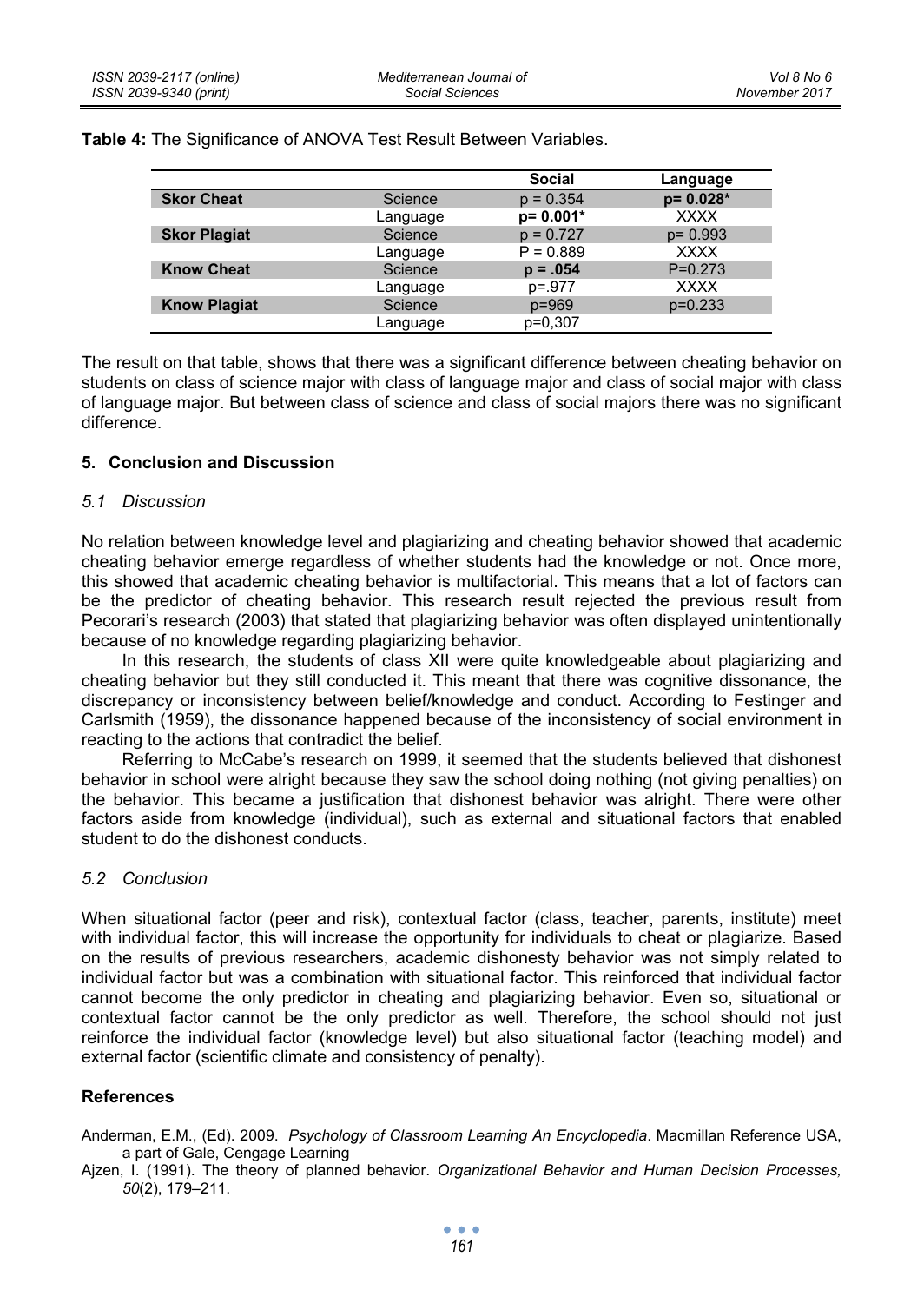**Table 4:** The Significance of ANOVA Test Result Between Variables.

| | | Social | Language |
|---|---|---|---|
| **Skor Cheat** | Science | p = 0.354 | **p= 0.028*** |
| | Language | **p= 0.001*** | XXXX |
| **Skor Plagiat** | Science | p = 0.727 | p= 0.993 |
| | Language | P = 0.889 | XXXX |
| **Know Cheat** | Science | **p = .054** | P=0.273 |
| | Language | p=.977 | XXXX |
| **Know Plagiat** | Science | p=969 | p=0.233 |
| | Language | p=0,307 | |

The result on that table, shows that there was a significant difference between cheating behavior on students on class of science major with class of language major and class of social major with class of language major. But between class of science and class of social majors there was no significant difference.

## 5. Conclusion and Discussion

### *5.1 Discussion*

No relation between knowledge level and plagiarizing and cheating behavior showed that academic cheating behavior emerge regardless of whether students had the knowledge or not. Once more, this showed that academic cheating behavior is multifactorial. This means that a lot of factors can be the predictor of cheating behavior. This research result rejected the previous result from Pecorari's research (2003) that stated that plagiarizing behavior was often displayed unintentionally because of no knowledge regarding plagiarizing behavior.

In this research, the students of class XII were quite knowledgeable about plagiarizing and cheating behavior but they still conducted it. This meant that there was cognitive dissonance, the discrepancy or inconsistency between belief/knowledge and conduct. According to Festinger and Carlsmith (1959), the dissonance happened because of the inconsistency of social environment in reacting to the actions that contradict the belief.

Referring to McCabe's research on 1999, it seemed that the students believed that dishonest behavior in school were alright because they saw the school doing nothing (not giving penalties) on the behavior. This became a justification that dishonest behavior was alright. There were other factors aside from knowledge (individual), such as external and situational factors that enabled student to do the dishonest conducts.

### *5.2 Conclusion*

When situational factor (peer and risk), contextual factor (class, teacher, parents, institute) meet with individual factor, this will increase the opportunity for individuals to cheat or plagiarize. Based on the results of previous researchers, academic dishonesty behavior was not simply related to individual factor but was a combination with situational factor. This reinforced that individual factor cannot become the only predictor in cheating and plagiarizing behavior. Even so, situational or contextual factor cannot be the only predictor as well. Therefore, the school should not just reinforce the individual factor (knowledge level) but also situational factor (teaching model) and external factor (scientific climate and consistency of penalty).

## References

Anderman, E.M., (Ed). 2009. *Psychology of Classroom Learning An Encyclopedia*. Macmillan Reference USA, a part of Gale, Cengage Learning

Ajzen, I. (1991). The theory of planned behavior. *Organizational Behavior and Human Decision Processes, 50*(2), 179–211.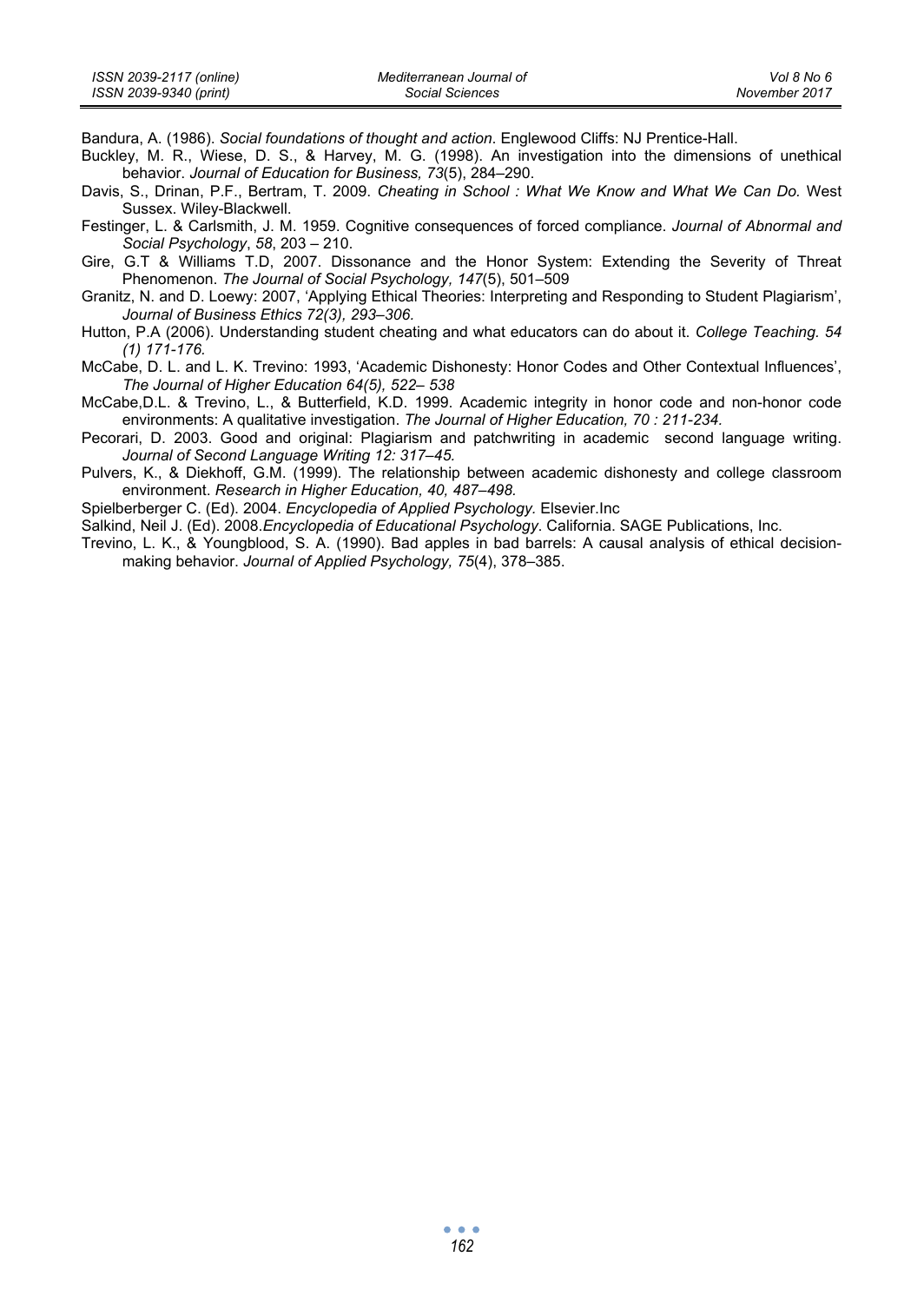Bandura, A. (1986). *Social foundations of thought and action*. Englewood Cliffs: NJ Prentice-Hall.

Buckley, M. R., Wiese, D. S., & Harvey, M. G. (1998). An investigation into the dimensions of unethical behavior. *Journal of Education for Business, 73*(5), 284–290.

Davis, S., Drinan, P.F., Bertram, T. 2009. *Cheating in School : What We Know and What We Can Do.* West Sussex. Wiley-Blackwell.

Festinger, L. & Carlsmith, J. M. 1959. Cognitive consequences of forced compliance. *Journal of Abnormal and Social Psychology*, *58*, 203 – 210.

Gire, G.T & Williams T.D, 2007. Dissonance and the Honor System: Extending the Severity of Threat Phenomenon. *The Journal of Social Psychology, 147*(5), 501–509

Granitz, N. and D. Loewy: 2007, 'Applying Ethical Theories: Interpreting and Responding to Student Plagiarism', *Journal of Business Ethics 72(3), 293–306.*

Hutton, P.A (2006). Understanding student cheating and what educators can do about it. *College Teaching. 54 (1) 171-176.*

McCabe, D. L. and L. K. Trevino: 1993, 'Academic Dishonesty: Honor Codes and Other Contextual Influences', *The Journal of Higher Education 64(5), 522– 538*

McCabe,D.L. & Trevino, L., & Butterfield, K.D. 1999. Academic integrity in honor code and non-honor code environments: A qualitative investigation. *The Journal of Higher Education, 70 : 211-234.*

Pecorari, D. 2003. Good and original: Plagiarism and patchwriting in academic second language writing. *Journal of Second Language Writing 12: 317–45.*

Pulvers, K., & Diekhoff, G.M. (1999). The relationship between academic dishonesty and college classroom environment. *Research in Higher Education, 40, 487–498.*

Spielberberger C. (Ed). 2004. *Encyclopedia of Applied Psychology.* Elsevier.Inc

Salkind, Neil J. (Ed). 2008.*Encyclopedia of Educational Psychology*. California. SAGE Publications, Inc.

Trevino, L. K., & Youngblood, S. A. (1990). Bad apples in bad barrels: A causal analysis of ethical decision-making behavior. *Journal of Applied Psychology, 75*(4), 378–385.